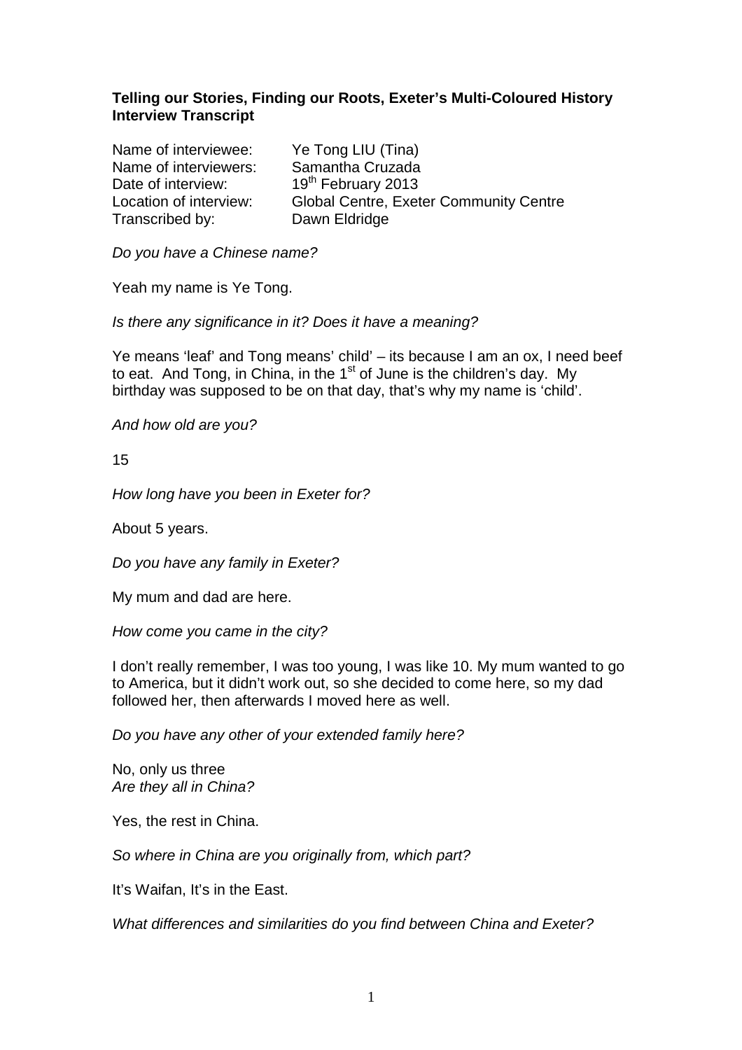**Telling our Stories, Finding our Roots, Exeter's Multi-Coloured History Interview Transcript**

Name of interviewee: Ye Tong LIU (Tina)
Name of interviewers: Samantha Cruzada
Date of interview: 19th February 2013
Location of interview: Global Centre, Exeter Community Centre
Transcribed by: Dawn Eldridge

*Do you have a Chinese name?*

Yeah my name is Ye Tong.

*Is there any significance in it? Does it have a meaning?*

Ye means 'leaf' and Tong means' child' – its because I am an ox, I need beef to eat. And Tong, in China, in the 1st of June is the children's day. My birthday was supposed to be on that day, that's why my name is 'child'.

*And how old are you?*

15

*How long have you been in Exeter for?*

About 5 years.

*Do you have any family in Exeter?*

My mum and dad are here.

*How come you came in the city?*

I don't really remember, I was too young, I was like 10. My mum wanted to go to America, but it didn't work out, so she decided to come here, so my dad followed her, then afterwards I moved here as well.

*Do you have any other of your extended family here?*

No, only us three
*Are they all in China?*

Yes, the rest in China.

*So where in China are you originally from, which part?*

It's Waifan, It's in the East.

*What differences and similarities do you find between China and Exeter?*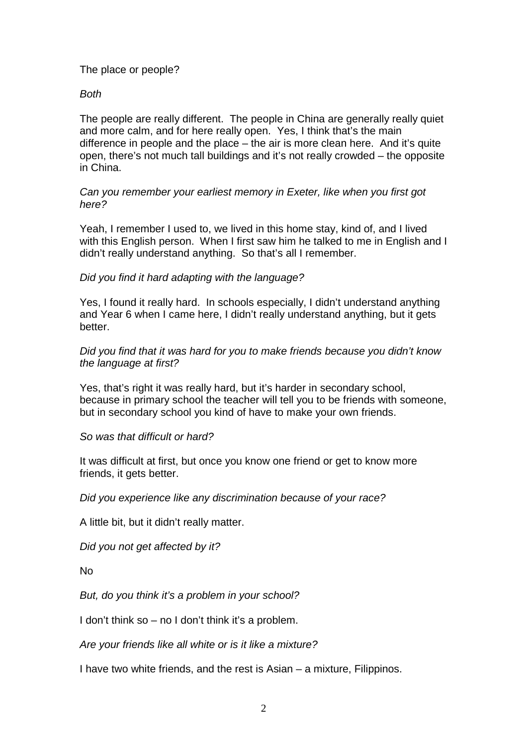The place or people?

*Both*

The people are really different.  The people in China are generally really quiet and more calm, and for here really open.  Yes, I think that's the main difference in people and the place – the air is more clean here.  And it's quite open, there's not much tall buildings and it's not really crowded – the opposite in China.

*Can you remember your earliest memory in Exeter, like when you first got here?*

Yeah, I remember I used to, we lived in this home stay, kind of, and I lived with this English person.  When I first saw him he talked to me in English and I didn't really understand anything.  So that's all I remember.

*Did you find it hard adapting with the language?*

Yes, I found it really hard.  In schools especially, I didn't understand anything and Year 6 when I came here, I didn't really understand anything, but it gets better.

*Did you find that it was hard for you to make friends because you didn't know the language at first?*

Yes, that's right it was really hard, but it's harder in secondary school, because in primary school the teacher will tell you to be friends with someone, but in secondary school you kind of have to make your own friends.

*So was that difficult or hard?*

It was difficult at first, but once you know one friend or get to know more friends, it gets better.

*Did you experience like any discrimination because of your race?*

A little bit, but it didn't really matter.

*Did you not get affected by it?*

No

*But, do you think it's a problem in your school?*

I don't think so – no I don't think it's a problem.

*Are your friends like all white or is it like a mixture?*

I have two white friends, and the rest is Asian – a mixture, Filippinos.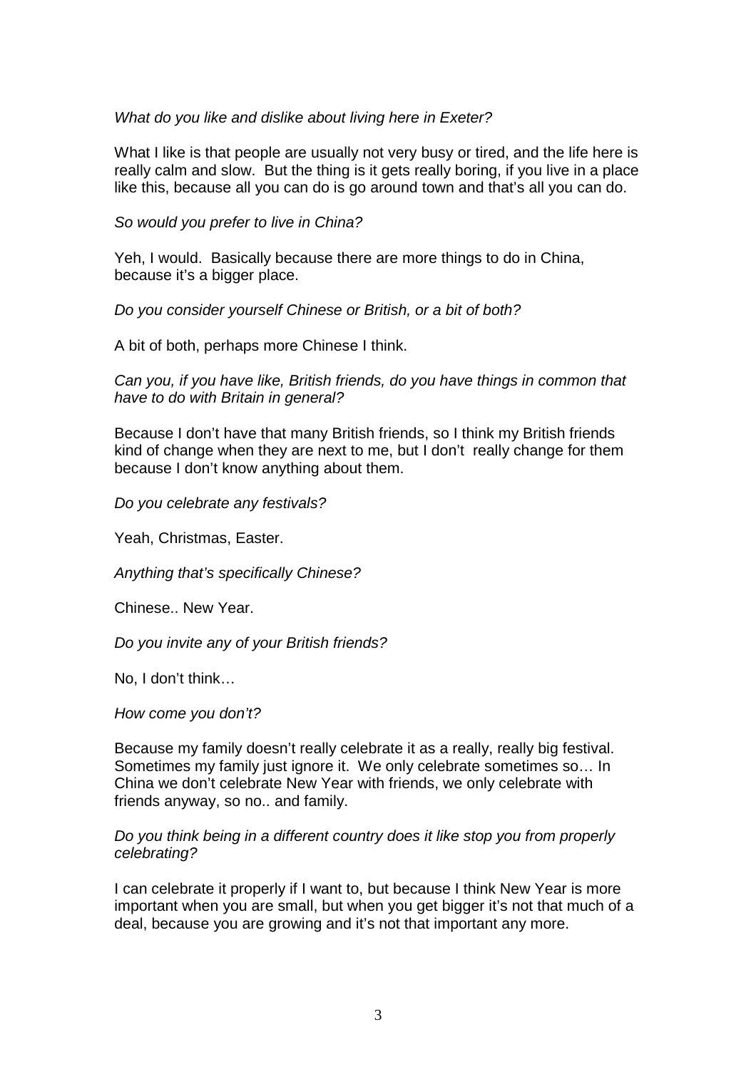*What do you like and dislike about living here in Exeter?*

What I like is that people are usually not very busy or tired, and the life here is really calm and slow. But the thing is it gets really boring, if you live in a place like this, because all you can do is go around town and that's all you can do.

*So would you prefer to live in China?*

Yeh, I would. Basically because there are more things to do in China, because it's a bigger place.

*Do you consider yourself Chinese or British, or a bit of both?*

A bit of both, perhaps more Chinese I think.

*Can you, if you have like, British friends, do you have things in common that have to do with Britain in general?*

Because I don't have that many British friends, so I think my British friends kind of change when they are next to me, but I don't really change for them because I don't know anything about them.

*Do you celebrate any festivals?*

Yeah, Christmas, Easter.

*Anything that's specifically Chinese?*

Chinese.. New Year.

*Do you invite any of your British friends?*

No, I don't think…

*How come you don't?*

Because my family doesn't really celebrate it as a really, really big festival. Sometimes my family just ignore it. We only celebrate sometimes so… In China we don't celebrate New Year with friends, we only celebrate with friends anyway, so no.. and family.

*Do you think being in a different country does it like stop you from properly celebrating?*

I can celebrate it properly if I want to, but because I think New Year is more important when you are small, but when you get bigger it's not that much of a deal, because you are growing and it's not that important any more.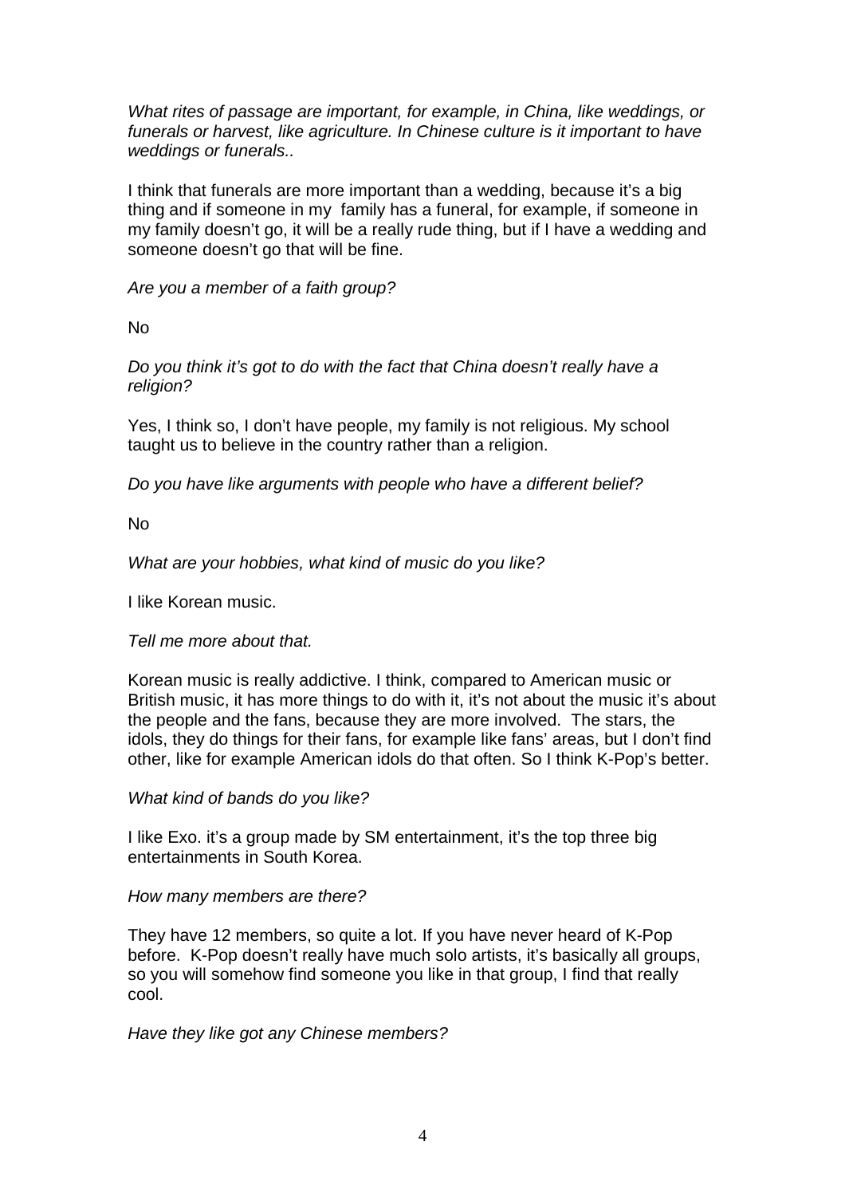*What rites of passage are important, for example, in China, like weddings, or funerals or harvest, like agriculture. In Chinese culture is it important to have weddings or funerals..*

I think that funerals are more important than a wedding, because it's a big thing and if someone in my family has a funeral, for example, if someone in my family doesn't go, it will be a really rude thing, but if I have a wedding and someone doesn't go that will be fine.

*Are you a member of a faith group?*

No

*Do you think it's got to do with the fact that China doesn't really have a religion?*

Yes, I think so, I don't have people, my family is not religious. My school taught us to believe in the country rather than a religion.

*Do you have like arguments with people who have a different belief?*

No

*What are your hobbies, what kind of music do you like?*

I like Korean music.

*Tell me more about that.*

Korean music is really addictive. I think, compared to American music or British music, it has more things to do with it, it's not about the music it's about the people and the fans, because they are more involved. The stars, the idols, they do things for their fans, for example like fans' areas, but I don't find other, like for example American idols do that often. So I think K-Pop's better.

*What kind of bands do you like?*

I like Exo. it's a group made by SM entertainment, it's the top three big entertainments in South Korea.

*How many members are there?*

They have 12 members, so quite a lot. If you have never heard of K-Pop before. K-Pop doesn't really have much solo artists, it's basically all groups, so you will somehow find someone you like in that group, I find that really cool.

*Have they like got any Chinese members?*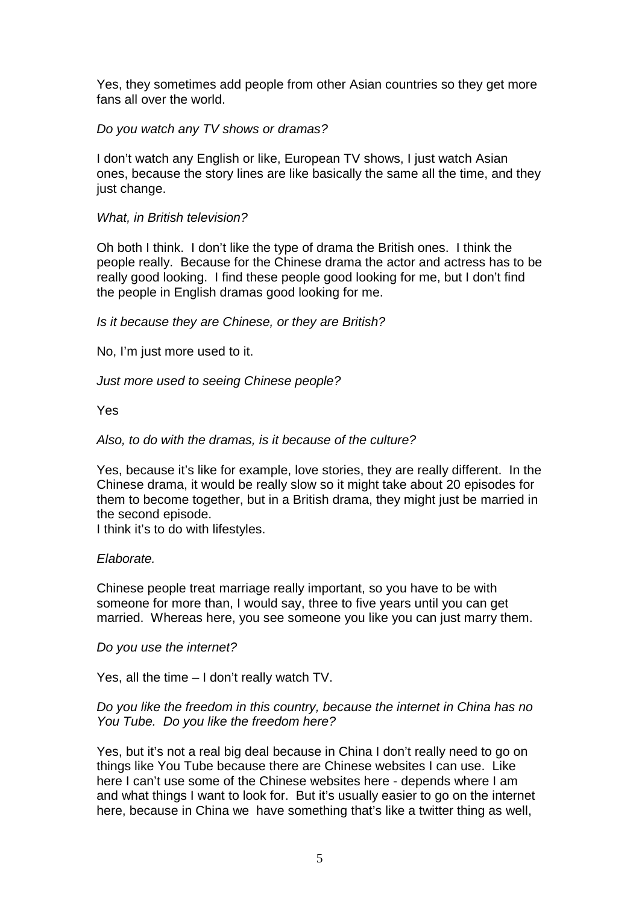Yes, they sometimes add people from other Asian countries so they get more fans all over the world.

*Do you watch any TV shows or dramas?*

I don't watch any English or like, European TV shows, I just watch Asian ones, because the story lines are like basically the same all the time, and they just change.

*What, in British television?*

Oh both I think. I don't like the type of drama the British ones. I think the people really. Because for the Chinese drama the actor and actress has to be really good looking. I find these people good looking for me, but I don't find the people in English dramas good looking for me.

*Is it because they are Chinese, or they are British?*

No, I'm just more used to it.

*Just more used to seeing Chinese people?*

Yes

*Also, to do with the dramas, is it because of the culture?*

Yes, because it's like for example, love stories, they are really different. In the Chinese drama, it would be really slow so it might take about 20 episodes for them to become together, but in a British drama, they might just be married in the second episode.
I think it's to do with lifestyles.

*Elaborate.*

Chinese people treat marriage really important, so you have to be with someone for more than, I would say, three to five years until you can get married. Whereas here, you see someone you like you can just marry them.

*Do you use the internet?*

Yes, all the time – I don't really watch TV.

*Do you like the freedom in this country, because the internet in China has no You Tube. Do you like the freedom here?*

Yes, but it's not a real big deal because in China I don't really need to go on things like You Tube because there are Chinese websites I can use. Like here I can't use some of the Chinese websites here - depends where I am and what things I want to look for. But it's usually easier to go on the internet here, because in China we have something that's like a twitter thing as well,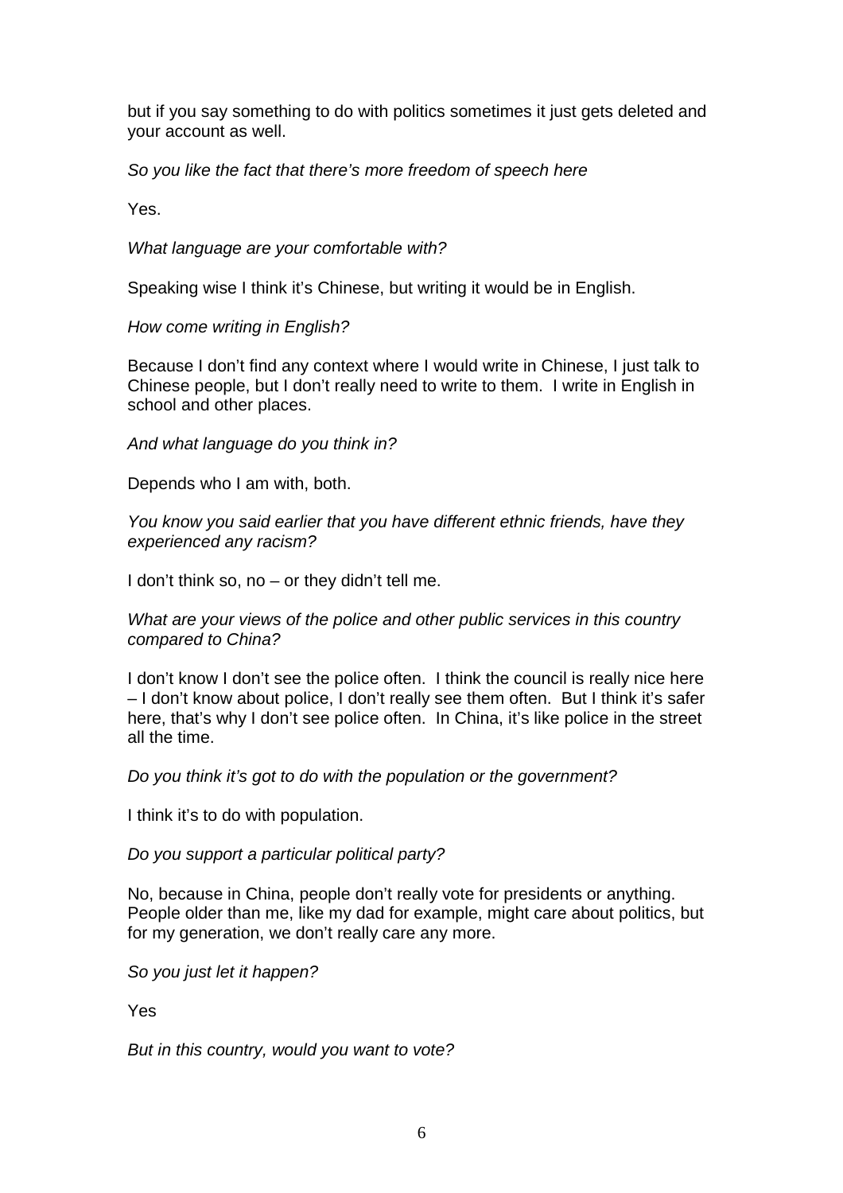but if you say something to do with politics sometimes it just gets deleted and your account as well.

*So you like the fact that there's more freedom of speech here*

Yes.

*What language are your comfortable with?*

Speaking wise I think it's Chinese, but writing it would be in English.

*How come writing in English?*

Because I don't find any context where I would write in Chinese, I just talk to Chinese people, but I don't really need to write to them. I write in English in school and other places.

*And what language do you think in?*

Depends who I am with, both.

*You know you said earlier that you have different ethnic friends, have they experienced any racism?*

I don't think so, no – or they didn't tell me.

*What are your views of the police and other public services in this country compared to China?*

I don't know I don't see the police often. I think the council is really nice here – I don't know about police, I don't really see them often. But I think it's safer here, that's why I don't see police often. In China, it's like police in the street all the time.

*Do you think it's got to do with the population or the government?*

I think it's to do with population.

*Do you support a particular political party?*

No, because in China, people don't really vote for presidents or anything. People older than me, like my dad for example, might care about politics, but for my generation, we don't really care any more.

*So you just let it happen?*

Yes

*But in this country, would you want to vote?*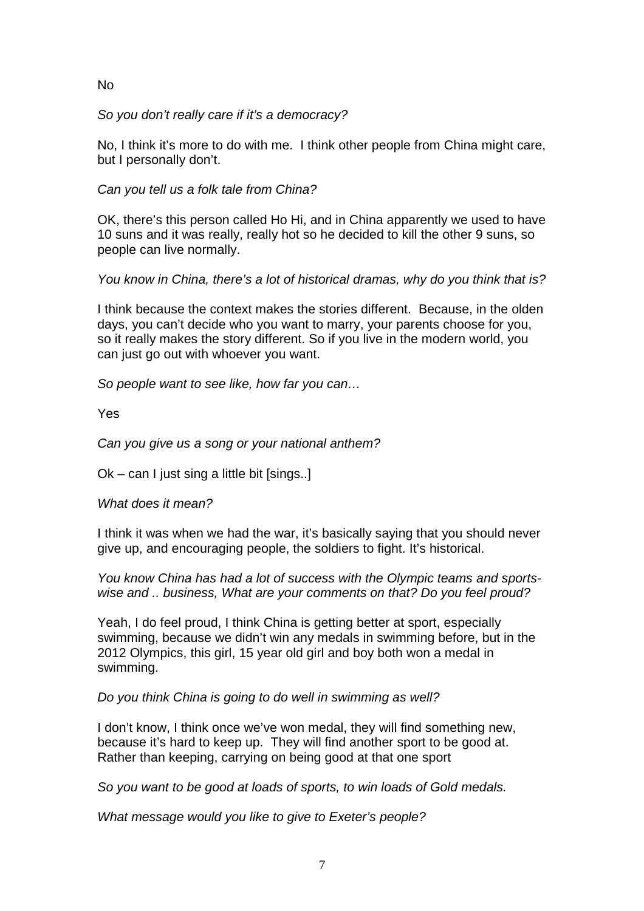No

*So you don't really care if it's a democracy?*

No, I think it's more to do with me. I think other people from China might care, but I personally don't.

*Can you tell us a folk tale from China?*

OK, there's this person called Ho Hi, and in China apparently we used to have 10 suns and it was really, really hot so he decided to kill the other 9 suns, so people can live normally.

*You know in China, there's a lot of historical dramas, why do you think that is?*

I think because the context makes the stories different. Because, in the olden days, you can't decide who you want to marry, your parents choose for you, so it really makes the story different. So if you live in the modern world, you can just go out with whoever you want.

*So people want to see like, how far you can…*

Yes

*Can you give us a song or your national anthem?*

Ok – can I just sing a little bit [sings..]

*What does it mean?*

I think it was when we had the war, it's basically saying that you should never give up, and encouraging people, the soldiers to fight. It's historical.

*You know China has had a lot of success with the Olympic teams and sports-wise and .. business, What are your comments on that? Do you feel proud?*

Yeah, I do feel proud, I think China is getting better at sport, especially swimming, because we didn't win any medals in swimming before, but in the 2012 Olympics, this girl, 15 year old girl and boy both won a medal in swimming.

*Do you think China is going to do well in swimming as well?*

I don't know, I think once we've won medal, they will find something new, because it's hard to keep up. They will find another sport to be good at. Rather than keeping, carrying on being good at that one sport

*So you want to be good at loads of sports, to win loads of Gold medals.*

*What message would you like to give to Exeter's people?*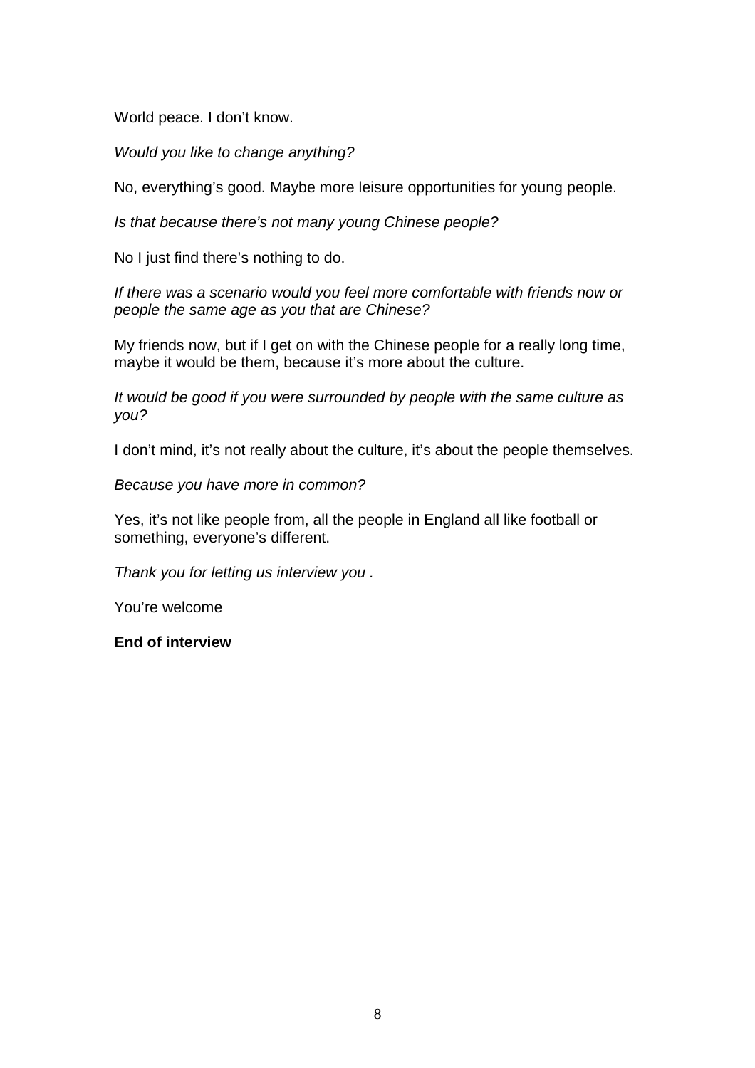World peace. I don't know.

*Would you like to change anything?*

No, everything's good. Maybe more leisure opportunities for young people.

*Is that because there's not many young Chinese people?*

No I just find there's nothing to do.

*If there was a scenario would you feel more comfortable with friends now or people the same age as you that are Chinese?*

My friends now, but if I get on with the Chinese people for a really long time, maybe it would be them, because it's more about the culture.

*It would be good if you were surrounded by people with the same culture as you?*

I don't mind, it's not really about the culture, it's about the people themselves.

*Because you have more in common?*

Yes, it's not like people from, all the people in England all like football or something, everyone's different.

*Thank you for letting us interview you .*

You're welcome

**End of interview**